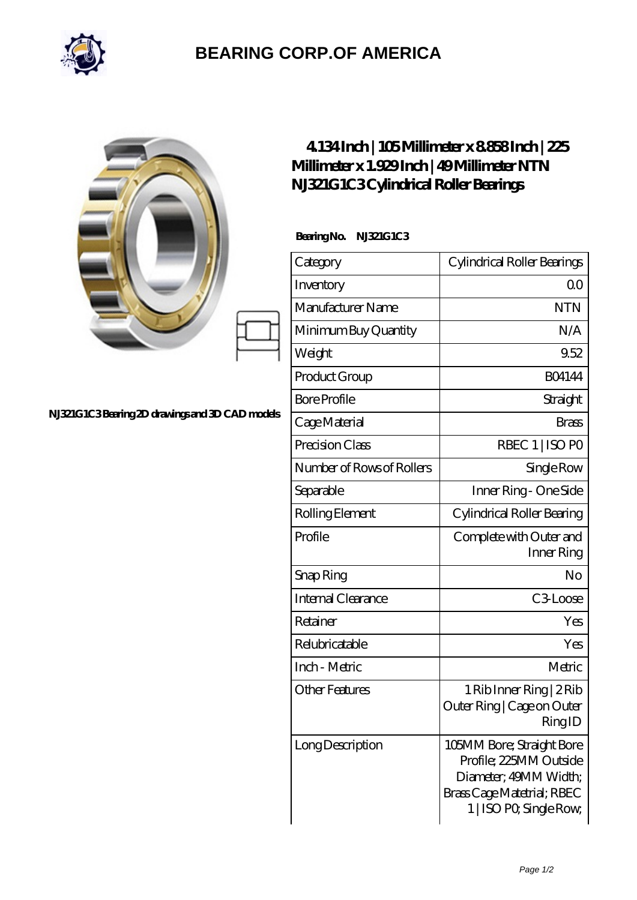# BEARING CORP.OF AMERICA

NJ321G1C3 Bearing 2D drawings and 3D CAD models

## 4.134 Inch | 105 Millimeter x 8.858 Inch | 225 Millimeter x 1.929 Inch | 49 Millimeter NTN NJ321G1C3 Cylindrical Roller Bearings

**Bearing No. NJ321G1C3**

| Category | Cylindrical Roller Bearings |
|---|---|
| Inventory | 0.0 |
| Manufacturer Name | NTN |
| Minimum Buy Quantity | N/A |
| Weight | 9.52 |
| Product Group | B04144 |
| Bore Profile | Straight |
| Cage Material | Brass |
| Precision Class | RBEC 1 \| ISO P0 |
| Number of Rows of Rollers | Single Row |
| Separable | Inner Ring - One Side |
| Rolling Element | Cylindrical Roller Bearing |
| Profile | Complete with Outer and Inner Ring |
| Snap Ring | No |
| Internal Clearance | C3-Loose |
| Retainer | Yes |
| Relubricatable | Yes |
| Inch - Metric | Metric |
| Other Features | 1 Rib Inner Ring \| 2 Rib Outer Ring \| Cage on Outer Ring ID |
| Long Description | 105MM Bore; Straight Bore Profile; 225MM Outside Diameter; 49MM Width; Brass Cage Matetrial; RBEC 1 \| ISO P0; Single Row; |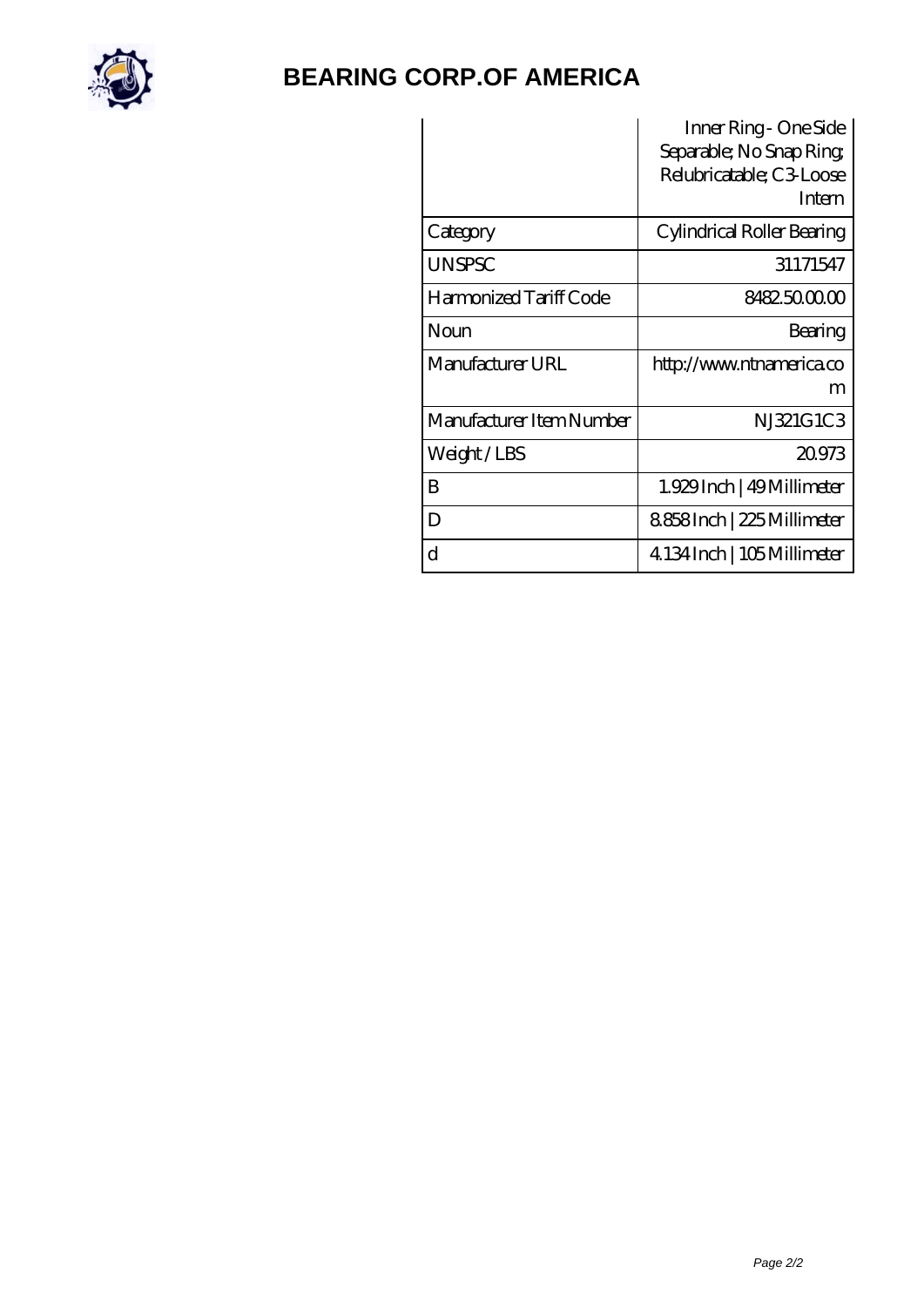| | |
|---|---|
| | Inner Ring - One Side Separable; No Snap Ring; Relubricatable; C3-Loose Intern |
| Category | Cylindrical Roller Bearing |
| UNSPSC | 31171547 |
| Harmonized Tariff Code | 8482.50.00.00 |
| Noun | Bearing |
| Manufacturer URL | http://www.ntnamerica.com |
| Manufacturer Item Number | NJ321G1C3 |
| Weight / LBS | 20.973 |
| B | 1.929 Inch \| 49 Millimeter |
| D | 8.858 Inch \| 225 Millimeter |
| d | 4.134 Inch \| 105 Millimeter |